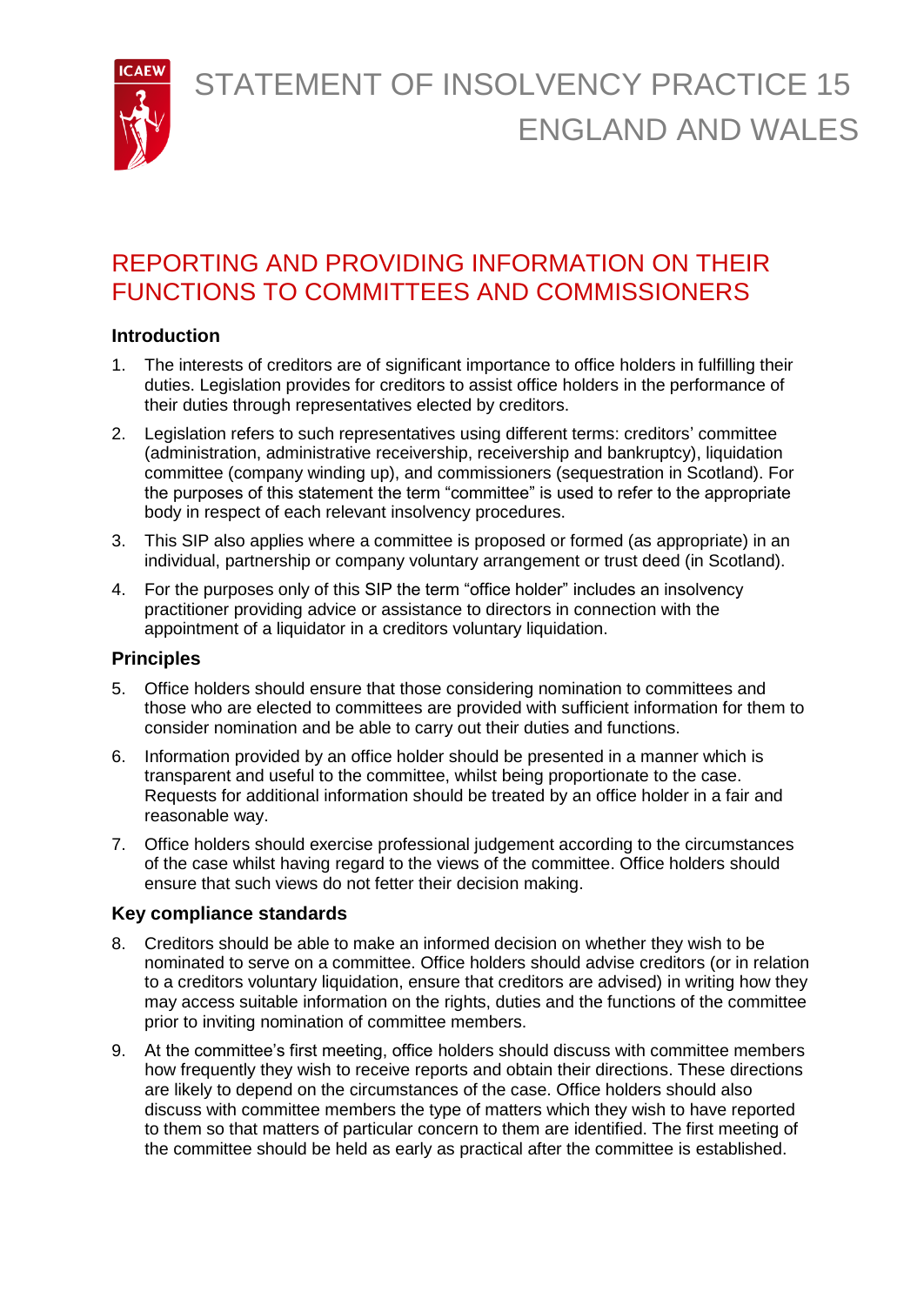# STATEMENT OF INSOLVENCY PRACTICE 15 ENGLAND AND WALES

## REPORTING AND PROVIDING INFORMATION ON THEIR FUNCTIONS TO COMMITTEES AND COMMISSIONERS

### Introduction

1. The interests of creditors are of significant importance to office holders in fulfilling their duties. Legislation provides for creditors to assist office holders in the performance of their duties through representatives elected by creditors.
2. Legislation refers to such representatives using different terms: creditors' committee (administration, administrative receivership, receivership and bankruptcy), liquidation committee (company winding up), and commissioners (sequestration in Scotland). For the purposes of this statement the term "committee" is used to refer to the appropriate body in respect of each relevant insolvency procedures.
3. This SIP also applies where a committee is proposed or formed (as appropriate) in an individual, partnership or company voluntary arrangement or trust deed (in Scotland).
4. For the purposes only of this SIP the term "office holder" includes an insolvency practitioner providing advice or assistance to directors in connection with the appointment of a liquidator in a creditors voluntary liquidation.

### Principles

5. Office holders should ensure that those considering nomination to committees and those who are elected to committees are provided with sufficient information for them to consider nomination and be able to carry out their duties and functions.
6. Information provided by an office holder should be presented in a manner which is transparent and useful to the committee, whilst being proportionate to the case. Requests for additional information should be treated by an office holder in a fair and reasonable way.
7. Office holders should exercise professional judgement according to the circumstances of the case whilst having regard to the views of the committee. Office holders should ensure that such views do not fetter their decision making.

### Key compliance standards

8. Creditors should be able to make an informed decision on whether they wish to be nominated to serve on a committee. Office holders should advise creditors (or in relation to a creditors voluntary liquidation, ensure that creditors are advised) in writing how they may access suitable information on the rights, duties and the functions of the committee prior to inviting nomination of committee members.
9. At the committee's first meeting, office holders should discuss with committee members how frequently they wish to receive reports and obtain their directions. These directions are likely to depend on the circumstances of the case. Office holders should also discuss with committee members the type of matters which they wish to have reported to them so that matters of particular concern to them are identified. The first meeting of the committee should be held as early as practical after the committee is established.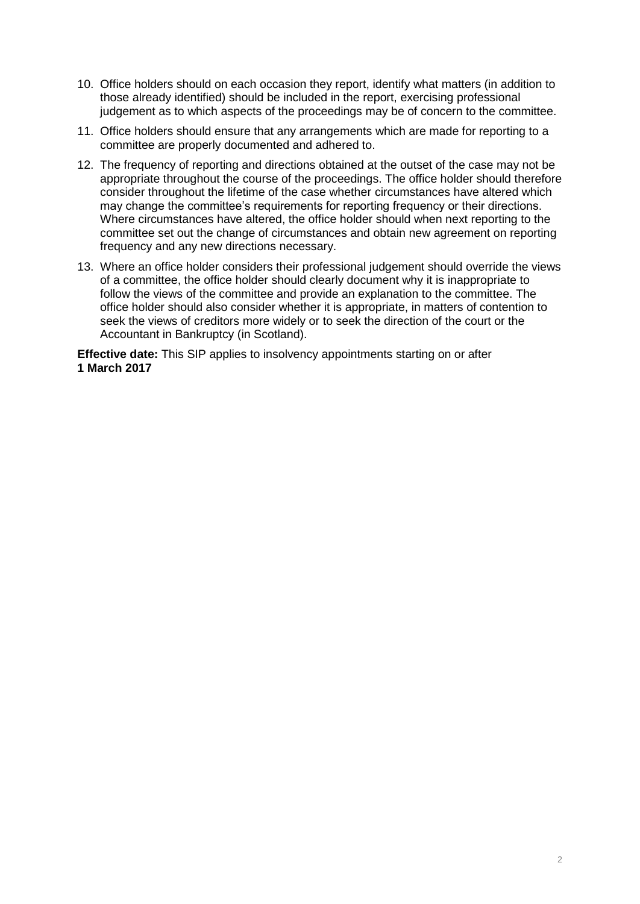10. Office holders should on each occasion they report, identify what matters (in addition to those already identified) should be included in the report, exercising professional judgement as to which aspects of the proceedings may be of concern to the committee.

11. Office holders should ensure that any arrangements which are made for reporting to a committee are properly documented and adhered to.

12. The frequency of reporting and directions obtained at the outset of the case may not be appropriate throughout the course of the proceedings. The office holder should therefore consider throughout the lifetime of the case whether circumstances have altered which may change the committee's requirements for reporting frequency or their directions. Where circumstances have altered, the office holder should when next reporting to the committee set out the change of circumstances and obtain new agreement on reporting frequency and any new directions necessary.

13. Where an office holder considers their professional judgement should override the views of a committee, the office holder should clearly document why it is inappropriate to follow the views of the committee and provide an explanation to the committee. The office holder should also consider whether it is appropriate, in matters of contention to seek the views of creditors more widely or to seek the direction of the court or the Accountant in Bankruptcy (in Scotland).

**Effective date:** This SIP applies to insolvency appointments starting on or after **1 March 2017**